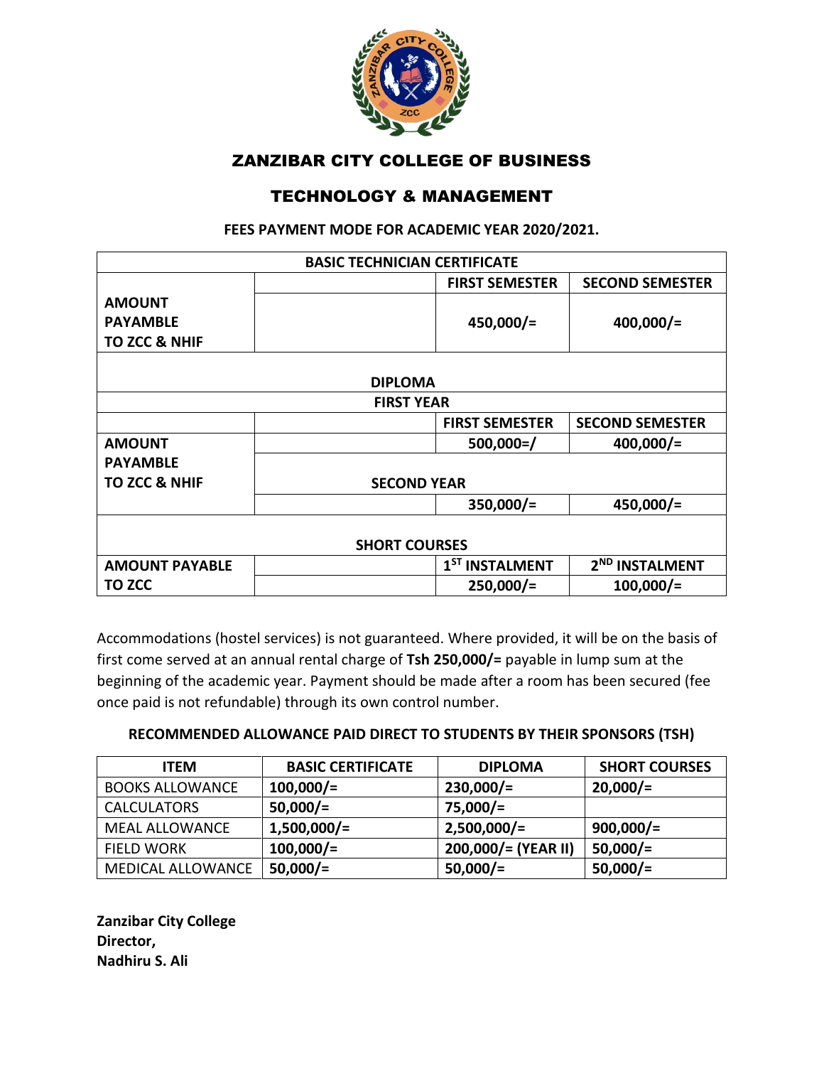# ZANZIBAR CITY COLLEGE OF BUSINESS

# TECHNOLOGY & MANAGEMENT

**FEES PAYMENT MODE FOR ACADEMIC YEAR 2020/2021.**

| BASIC TECHNICIAN CERTIFICATE | | | |
|---|---|---|---|
| | | **FIRST SEMESTER** | **SECOND SEMESTER** |
| **AMOUNT PAYAMBLE TO ZCC & NHIF** | | **450,000/=** | **400,000/=** |
| **DIPLOMA** | | | |
| **FIRST YEAR** | | | |
| | | **FIRST SEMESTER** | **SECOND SEMESTER** |
| **AMOUNT PAYAMBLE TO ZCC & NHIF** | | **500,000=/** | **400,000/=** |
| | **SECOND YEAR** | | |
| | | **350,000/=** | **450,000/=** |
| **SHORT COURSES** | | | |
| **AMOUNT PAYABLE TO ZCC** | | **1ST INSTALMENT** | **2ND INSTALMENT** |
| | | **250,000/=** | **100,000/=** |

Accommodations (hostel services) is not guaranteed. Where provided, it will be on the basis of first come served at an annual rental charge of **Tsh 250,000/=** payable in lump sum at the beginning of the academic year. Payment should be made after a room has been secured (fee once paid is not refundable) through its own control number.

**RECOMMENDED ALLOWANCE PAID DIRECT TO STUDENTS BY THEIR SPONSORS (TSH)**

| ITEM | BASIC CERTIFICATE | DIPLOMA | SHORT COURSES |
|---|---|---|---|
| BOOKS ALLOWANCE | **100,000/=** | **230,000/=** | **20,000/=** |
| CALCULATORS | **50,000/=** | **75,000/=** | |
| MEAL ALLOWANCE | **1,500,000/=** | **2,500,000/=** | **900,000/=** |
| FIELD WORK | **100,000/=** | **200,000/= (YEAR II)** | **50,000/=** |
| MEDICAL ALLOWANCE | **50,000/=** | **50,000/=** | **50,000/=** |

**Zanzibar City College**
**Director,**
**Nadhiru S. Ali**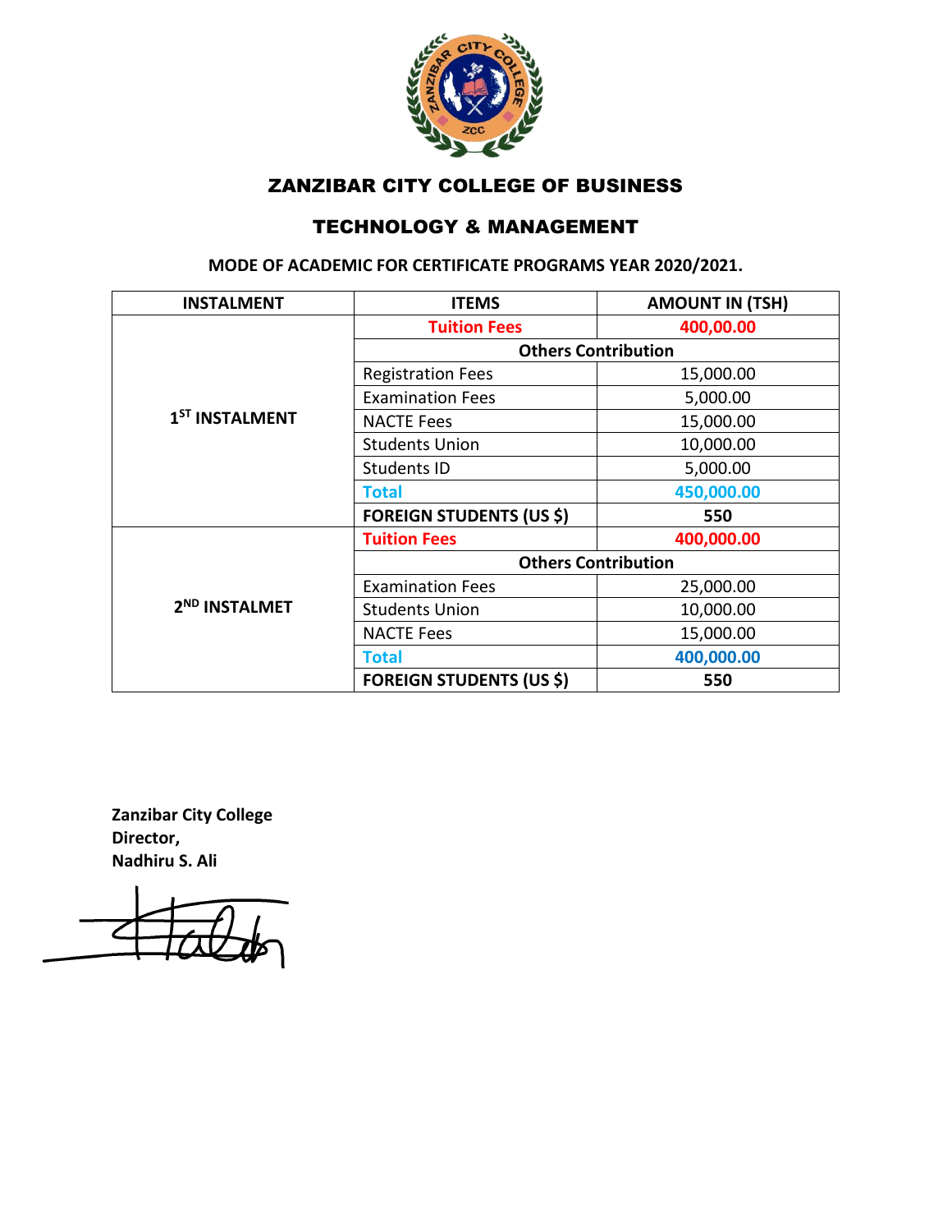# ZANZIBAR CITY COLLEGE OF BUSINESS

## TECHNOLOGY & MANAGEMENT

**MODE OF ACADEMIC FOR CERTIFICATE PROGRAMS YEAR 2020/2021.**

| INSTALMENT | ITEMS | AMOUNT IN (TSH) |
|---|---|---|
| 1ST INSTALMENT | **Tuition Fees** | **400,00.00** |
| | **Others Contribution** | |
| | Registration Fees | 15,000.00 |
| | Examination Fees | 5,000.00 |
| | NACTE Fees | 15,000.00 |
| | Students Union | 10,000.00 |
| | Students ID | 5,000.00 |
| | **Total** | **450,000.00** |
| | **FOREIGN STUDENTS (US $)** | **550** |
| 2ND INSTALMET | **Tuition Fees** | **400,000.00** |
| | **Others Contribution** | |
| | Examination Fees | 25,000.00 |
| | Students Union | 10,000.00 |
| | NACTE Fees | 15,000.00 |
| | **Total** | **400,000.00** |
| | **FOREIGN STUDENTS (US $)** | **550** |

**Zanzibar City College**
**Director,**
**Nadhiru S. Ali**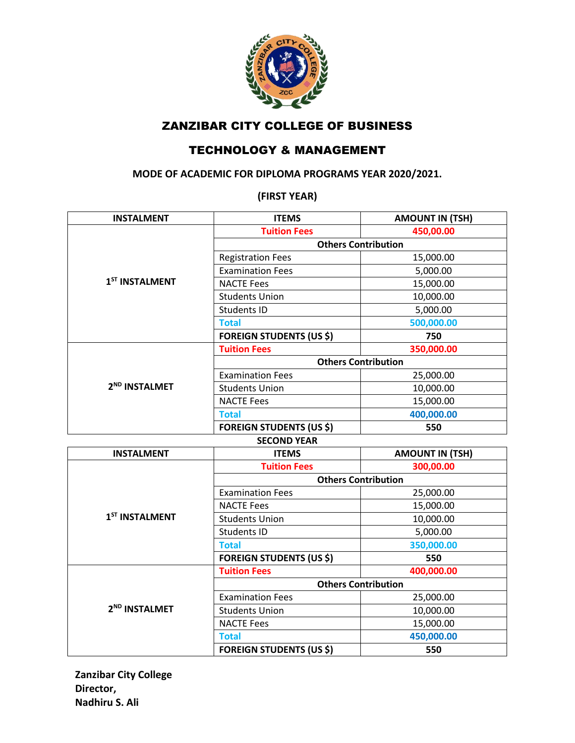# ZANZIBAR CITY COLLEGE OF BUSINESS

# TECHNOLOGY & MANAGEMENT

### MODE OF ACADEMIC FOR DIPLOMA PROGRAMS YEAR 2020/2021.

### (FIRST YEAR)

| INSTALMENT | ITEMS | AMOUNT IN (TSH) |
|---|---|---|
| 1ST INSTALMENT | **Tuition Fees** | **450,00.00** |
| | **Others Contribution** | |
| | Registration Fees | 15,000.00 |
| | Examination Fees | 5,000.00 |
| | NACTE Fees | 15,000.00 |
| | Students Union | 10,000.00 |
| | Students ID | 5,000.00 |
| | **Total** | **500,000.00** |
| | **FOREIGN STUDENTS (US $)** | **750** |
| 2ND INSTALMET | **Tuition Fees** | **350,000.00** |
| | **Others Contribution** | |
| | Examination Fees | 25,000.00 |
| | Students Union | 10,000.00 |
| | NACTE Fees | 15,000.00 |
| | **Total** | **400,000.00** |
| | **FOREIGN STUDENTS (US $)** | **550** |

### SECOND YEAR

| INSTALMENT | ITEMS | AMOUNT IN (TSH) |
|---|---|---|
| 1ST INSTALMENT | **Tuition Fees** | **300,00.00** |
| | **Others Contribution** | |
| | Examination Fees | 25,000.00 |
| | NACTE Fees | 15,000.00 |
| | Students Union | 10,000.00 |
| | Students ID | 5,000.00 |
| | **Total** | **350,000.00** |
| | **FOREIGN STUDENTS (US $)** | **550** |
| 2ND INSTALMET | **Tuition Fees** | **400,000.00** |
| | **Others Contribution** | |
| | Examination Fees | 25,000.00 |
| | Students Union | 10,000.00 |
| | NACTE Fees | 15,000.00 |
| | **Total** | **450,000.00** |
| | **FOREIGN STUDENTS (US $)** | **550** |

**Zanzibar City College**
**Director,**
**Nadhiru S. Ali**